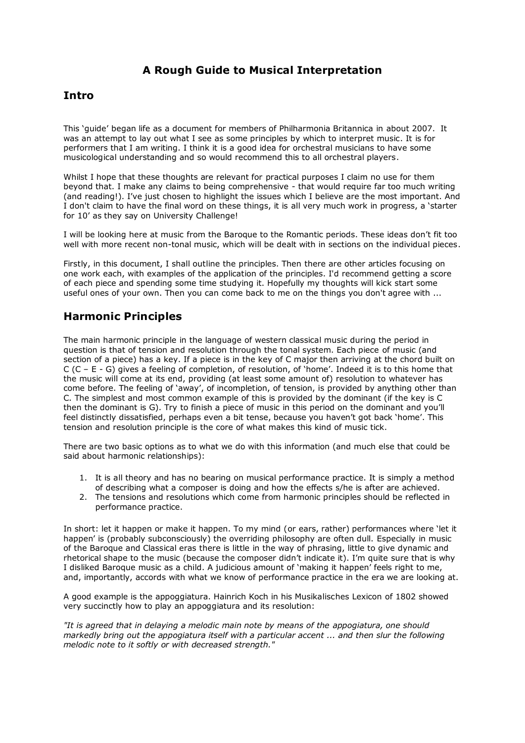# A Rough Guide to Musical Interpretation

## Intro

This 'guide' began life as a document for members of Philharmonia Britannica in about 2007. It was an attempt to lay out what I see as some principles by which to interpret music. It is for performers that I am writing. I think it is a good idea for orchestral musicians to have some musicological understanding and so would recommend this to all orchestral players.

Whilst I hope that these thoughts are relevant for practical purposes I claim no use for them beyond that. I make any claims to being comprehensive - that would require far too much writing (and reading!). I've just chosen to highlight the issues which I believe are the most important. And I don't claim to have the final word on these things, it is all very much work in progress, a 'starter for 10' as they say on University Challenge!

I will be looking here at music from the Baroque to the Romantic periods. These ideas don't fit too well with more recent non-tonal music, which will be dealt with in sections on the individual pieces.

Firstly, in this document, I shall outline the principles. Then there are other articles focusing on one work each, with examples of the application of the principles. I'd recommend getting a score of each piece and spending some time studying it. Hopefully my thoughts will kick start some useful ones of your own. Then you can come back to me on the things you don't agree with ...

## Harmonic Principles

The main harmonic principle in the language of western classical music during the period in question is that of tension and resolution through the tonal system. Each piece of music (and section of a piece) has a key. If a piece is in the key of C major then arriving at the chord built on C (C – E - G) gives a feeling of completion, of resolution, of 'home'. Indeed it is to this home that the music will come at its end, providing (at least some amount of) resolution to whatever has come before. The feeling of 'away', of incompletion, of tension, is provided by anything other than C. The simplest and most common example of this is provided by the dominant (if the key is C then the dominant is G). Try to finish a piece of music in this period on the dominant and you'll feel distinctly dissatisfied, perhaps even a bit tense, because you haven't got back 'home'. This tension and resolution principle is the core of what makes this kind of music tick.

There are two basic options as to what we do with this information (and much else that could be said about harmonic relationships):

1. It is all theory and has no bearing on musical performance practice. It is simply a method of describing what a composer is doing and how the effects s/he is after are achieved.
2. The tensions and resolutions which come from harmonic principles should be reflected in performance practice.

In short: let it happen or make it happen. To my mind (or ears, rather) performances where 'let it happen' is (probably subconsciously) the overriding philosophy are often dull. Especially in music of the Baroque and Classical eras there is little in the way of phrasing, little to give dynamic and rhetorical shape to the music (because the composer didn't indicate it). I'm quite sure that is why I disliked Baroque music as a child. A judicious amount of 'making it happen' feels right to me, and, importantly, accords with what we know of performance practice in the era we are looking at.

A good example is the appoggiatura. Hainrich Koch in his Musikalisches Lexicon of 1802 showed very succinctly how to play an appoggiatura and its resolution:

*"It is agreed that in delaying a melodic main note by means of the appogiatura, one should markedly bring out the appogiatura itself with a particular accent ... and then slur the following melodic note to it softly or with decreased strength."*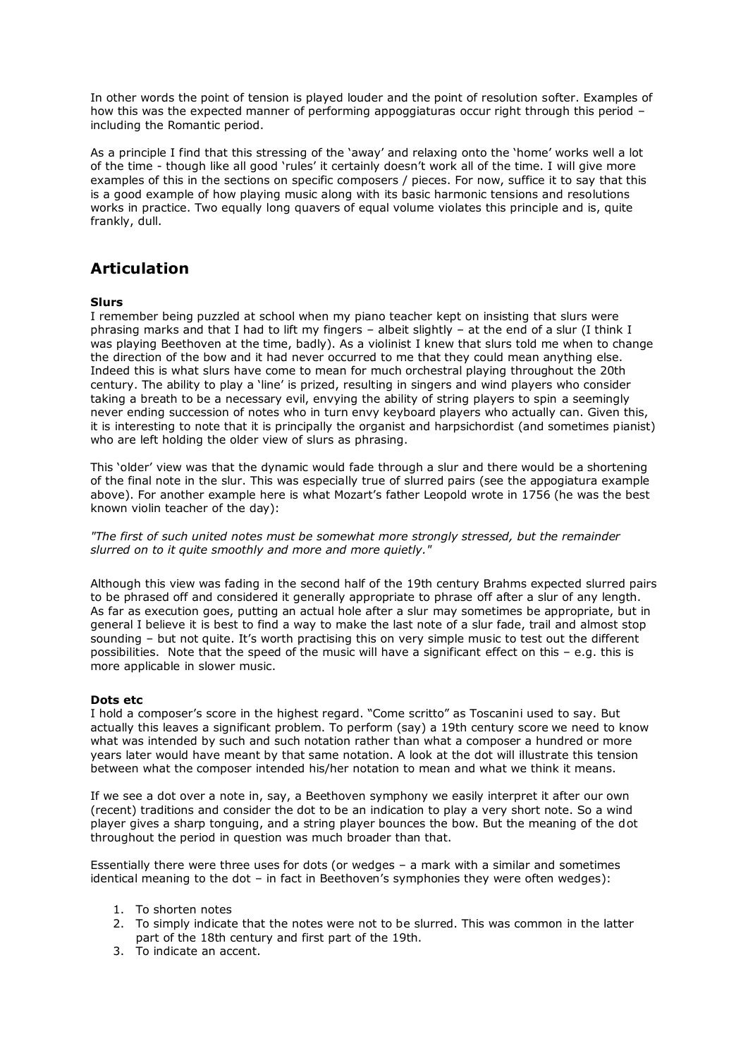In other words the point of tension is played louder and the point of resolution softer. Examples of how this was the expected manner of performing appoggiaturas occur right through this period – including the Romantic period.

As a principle I find that this stressing of the 'away' and relaxing onto the 'home' works well a lot of the time - though like all good 'rules' it certainly doesn't work all of the time. I will give more examples of this in the sections on specific composers / pieces. For now, suffice it to say that this is a good example of how playing music along with its basic harmonic tensions and resolutions works in practice. Two equally long quavers of equal volume violates this principle and is, quite frankly, dull.

## Articulation

**Slurs**
I remember being puzzled at school when my piano teacher kept on insisting that slurs were phrasing marks and that I had to lift my fingers – albeit slightly – at the end of a slur (I think I was playing Beethoven at the time, badly). As a violinist I knew that slurs told me when to change the direction of the bow and it had never occurred to me that they could mean anything else. Indeed this is what slurs have come to mean for much orchestral playing throughout the 20th century. The ability to play a 'line' is prized, resulting in singers and wind players who consider taking a breath to be a necessary evil, envying the ability of string players to spin a seemingly never ending succession of notes who in turn envy keyboard players who actually can. Given this, it is interesting to note that it is principally the organist and harpsichordist (and sometimes pianist) who are left holding the older view of slurs as phrasing.

This 'older' view was that the dynamic would fade through a slur and there would be a shortening of the final note in the slur. This was especially true of slurred pairs (see the appogiatura example above). For another example here is what Mozart's father Leopold wrote in 1756 (he was the best known violin teacher of the day):

*"The first of such united notes must be somewhat more strongly stressed, but the remainder slurred on to it quite smoothly and more and more quietly."*

Although this view was fading in the second half of the 19th century Brahms expected slurred pairs to be phrased off and considered it generally appropriate to phrase off after a slur of any length. As far as execution goes, putting an actual hole after a slur may sometimes be appropriate, but in general I believe it is best to find a way to make the last note of a slur fade, trail and almost stop sounding – but not quite. It's worth practising this on very simple music to test out the different possibilities. Note that the speed of the music will have a significant effect on this – e.g. this is more applicable in slower music.

**Dots etc**
I hold a composer's score in the highest regard. "Come scritto" as Toscanini used to say. But actually this leaves a significant problem. To perform (say) a 19th century score we need to know what was intended by such and such notation rather than what a composer a hundred or more years later would have meant by that same notation. A look at the dot will illustrate this tension between what the composer intended his/her notation to mean and what we think it means.

If we see a dot over a note in, say, a Beethoven symphony we easily interpret it after our own (recent) traditions and consider the dot to be an indication to play a very short note. So a wind player gives a sharp tonguing, and a string player bounces the bow. But the meaning of the dot throughout the period in question was much broader than that.

Essentially there were three uses for dots (or wedges – a mark with a similar and sometimes identical meaning to the dot – in fact in Beethoven's symphonies they were often wedges):

1. To shorten notes
2. To simply indicate that the notes were not to be slurred. This was common in the latter part of the 18th century and first part of the 19th.
3. To indicate an accent.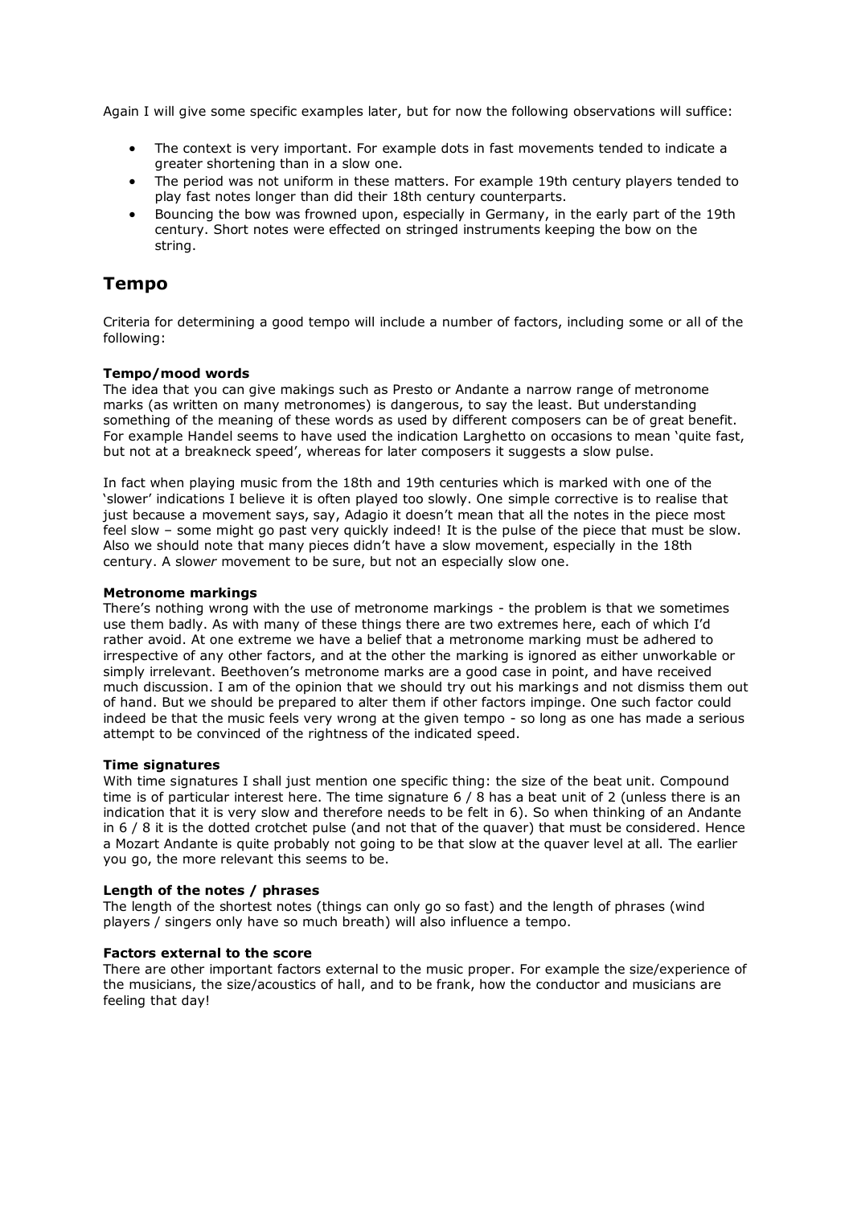Again I will give some specific examples later, but for now the following observations will suffice:

- The context is very important. For example dots in fast movements tended to indicate a greater shortening than in a slow one.
- The period was not uniform in these matters. For example 19th century players tended to play fast notes longer than did their 18th century counterparts.
- Bouncing the bow was frowned upon, especially in Germany, in the early part of the 19th century. Short notes were effected on stringed instruments keeping the bow on the string.

## Tempo

Criteria for determining a good tempo will include a number of factors, including some or all of the following:

**Tempo/mood words**
The idea that you can give makings such as Presto or Andante a narrow range of metronome marks (as written on many metronomes) is dangerous, to say the least. But understanding something of the meaning of these words as used by different composers can be of great benefit. For example Handel seems to have used the indication Larghetto on occasions to mean 'quite fast, but not at a breakneck speed', whereas for later composers it suggests a slow pulse.

In fact when playing music from the 18th and 19th centuries which is marked with one of the 'slower' indications I believe it is often played too slowly. One simple corrective is to realise that just because a movement says, say, Adagio it doesn't mean that all the notes in the piece most feel slow – some might go past very quickly indeed! It is the pulse of the piece that must be slow. Also we should note that many pieces didn't have a slow movement, especially in the 18th century. A slow*er* movement to be sure, but not an especially slow one.

**Metronome markings**
There's nothing wrong with the use of metronome markings - the problem is that we sometimes use them badly. As with many of these things there are two extremes here, each of which I'd rather avoid. At one extreme we have a belief that a metronome marking must be adhered to irrespective of any other factors, and at the other the marking is ignored as either unworkable or simply irrelevant. Beethoven's metronome marks are a good case in point, and have received much discussion. I am of the opinion that we should try out his markings and not dismiss them out of hand. But we should be prepared to alter them if other factors impinge. One such factor could indeed be that the music feels very wrong at the given tempo - so long as one has made a serious attempt to be convinced of the rightness of the indicated speed.

**Time signatures**
With time signatures I shall just mention one specific thing: the size of the beat unit. Compound time is of particular interest here. The time signature 6 / 8 has a beat unit of 2 (unless there is an indication that it is very slow and therefore needs to be felt in 6). So when thinking of an Andante in 6 / 8 it is the dotted crotchet pulse (and not that of the quaver) that must be considered. Hence a Mozart Andante is quite probably not going to be that slow at the quaver level at all. The earlier you go, the more relevant this seems to be.

**Length of the notes / phrases**
The length of the shortest notes (things can only go so fast) and the length of phrases (wind players / singers only have so much breath) will also influence a tempo.

**Factors external to the score**
There are other important factors external to the music proper. For example the size/experience of the musicians, the size/acoustics of hall, and to be frank, how the conductor and musicians are feeling that day!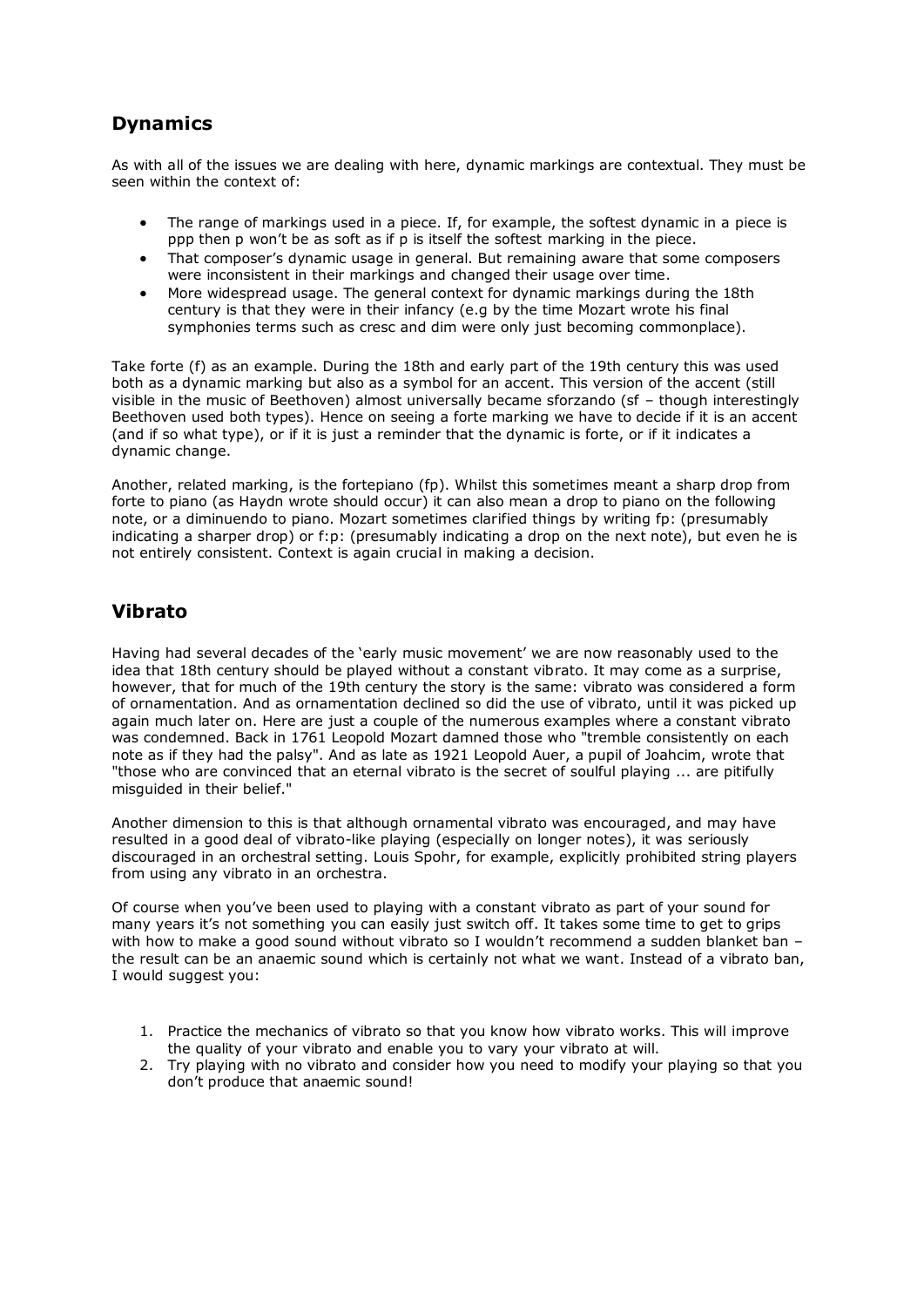## Dynamics

As with all of the issues we are dealing with here, dynamic markings are contextual. They must be seen within the context of:

- The range of markings used in a piece. If, for example, the softest dynamic in a piece is ppp then p won't be as soft as if p is itself the softest marking in the piece.
- That composer's dynamic usage in general. But remaining aware that some composers were inconsistent in their markings and changed their usage over time.
- More widespread usage. The general context for dynamic markings during the 18th century is that they were in their infancy (e.g by the time Mozart wrote his final symphonies terms such as cresc and dim were only just becoming commonplace).

Take forte (f) as an example. During the 18th and early part of the 19th century this was used both as a dynamic marking but also as a symbol for an accent. This version of the accent (still visible in the music of Beethoven) almost universally became sforzando (sf – though interestingly Beethoven used both types). Hence on seeing a forte marking we have to decide if it is an accent (and if so what type), or if it is just a reminder that the dynamic is forte, or if it indicates a dynamic change.

Another, related marking, is the fortepiano (fp). Whilst this sometimes meant a sharp drop from forte to piano (as Haydn wrote should occur) it can also mean a drop to piano on the following note, or a diminuendo to piano. Mozart sometimes clarified things by writing fp: (presumably indicating a sharper drop) or f:p: (presumably indicating a drop on the next note), but even he is not entirely consistent. Context is again crucial in making a decision.

## Vibrato

Having had several decades of the 'early music movement' we are now reasonably used to the idea that 18th century should be played without a constant vibrato. It may come as a surprise, however, that for much of the 19th century the story is the same: vibrato was considered a form of ornamentation. And as ornamentation declined so did the use of vibrato, until it was picked up again much later on. Here are just a couple of the numerous examples where a constant vibrato was condemned. Back in 1761 Leopold Mozart damned those who "tremble consistently on each note as if they had the palsy". And as late as 1921 Leopold Auer, a pupil of Joahcim, wrote that "those who are convinced that an eternal vibrato is the secret of soulful playing ... are pitifully misguided in their belief."

Another dimension to this is that although ornamental vibrato was encouraged, and may have resulted in a good deal of vibrato-like playing (especially on longer notes), it was seriously discouraged in an orchestral setting. Louis Spohr, for example, explicitly prohibited string players from using any vibrato in an orchestra.

Of course when you've been used to playing with a constant vibrato as part of your sound for many years it's not something you can easily just switch off. It takes some time to get to grips with how to make a good sound without vibrato so I wouldn't recommend a sudden blanket ban – the result can be an anaemic sound which is certainly not what we want. Instead of a vibrato ban, I would suggest you:

1. Practice the mechanics of vibrato so that you know how vibrato works. This will improve the quality of your vibrato and enable you to vary your vibrato at will.
2. Try playing with no vibrato and consider how you need to modify your playing so that you don't produce that anaemic sound!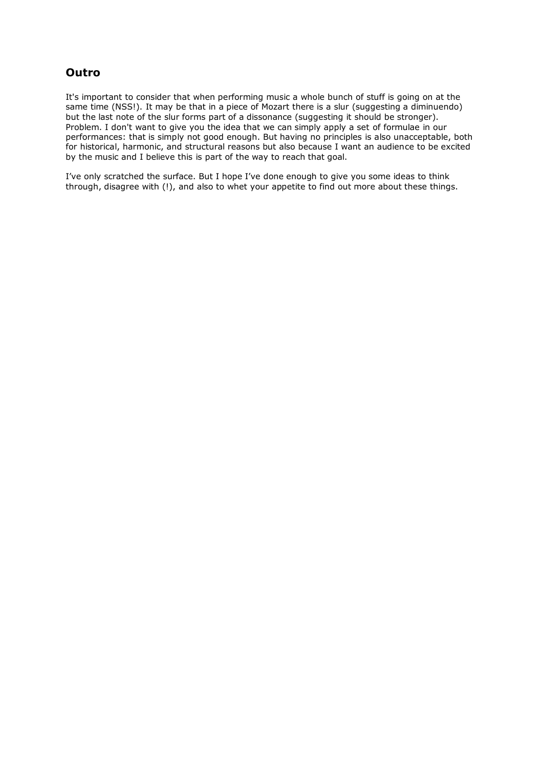## Outro

It's important to consider that when performing music a whole bunch of stuff is going on at the same time (NSS!). It may be that in a piece of Mozart there is a slur (suggesting a diminuendo) but the last note of the slur forms part of a dissonance (suggesting it should be stronger). Problem. I don't want to give you the idea that we can simply apply a set of formulae in our performances: that is simply not good enough. But having no principles is also unacceptable, both for historical, harmonic, and structural reasons but also because I want an audience to be excited by the music and I believe this is part of the way to reach that goal.

I've only scratched the surface. But I hope I've done enough to give you some ideas to think through, disagree with (!), and also to whet your appetite to find out more about these things.